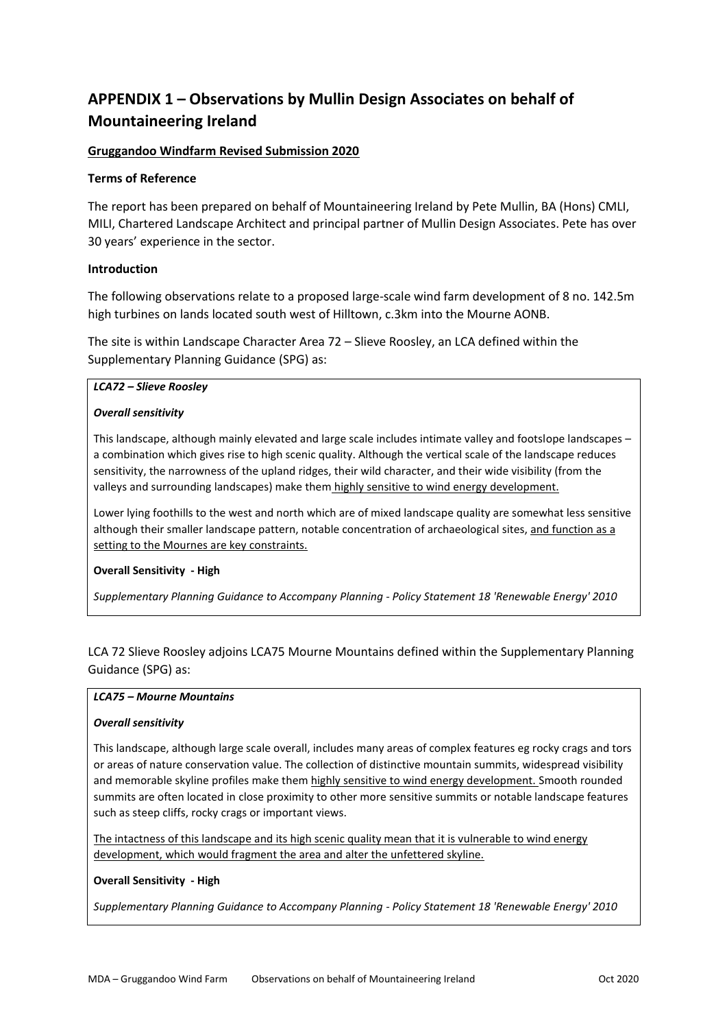## APPENDIX 1 – Observations by Mullin Design Associates on behalf of Mountaineering Ireland

**<u>Gruggandoo Windfarm Revised Submission 2020</u>**

**Terms of Reference**

The report has been prepared on behalf of Mountaineering Ireland by Pete Mullin, BA (Hons) CMLI, MILI, Chartered Landscape Architect and principal partner of Mullin Design Associates. Pete has over 30 years' experience in the sector.

**Introduction**

The following observations relate to a proposed large-scale wind farm development of 8 no. 142.5m high turbines on lands located south west of Hilltown, c.3km into the Mourne AONB.

The site is within Landscape Character Area 72 – Slieve Roosley, an LCA defined within the Supplementary Planning Guidance (SPG) as:

> ***LCA72 – Slieve Roosley***
>
> ***Overall sensitivity***
>
> This landscape, although mainly elevated and large scale includes intimate valley and footslope landscapes – a combination which gives rise to high scenic quality. Although the vertical scale of the landscape reduces sensitivity, the narrowness of the upland ridges, their wild character, and their wide visibility (from the valleys and surrounding landscapes) make them <u>highly sensitive to wind energy development.</u>
>
> Lower lying foothills to the west and north which are of mixed landscape quality are somewhat less sensitive although their smaller landscape pattern, notable concentration of archaeological sites, <u>and function as a setting to the Mournes are key constraints.</u>
>
> **Overall Sensitivity - High**
>
> *Supplementary Planning Guidance to Accompany Planning - Policy Statement 18 'Renewable Energy' 2010*

LCA 72 Slieve Roosley adjoins LCA75 Mourne Mountains defined within the Supplementary Planning Guidance (SPG) as:

> ***LCA75 – Mourne Mountains***
>
> ***Overall sensitivity***
>
> This landscape, although large scale overall, includes many areas of complex features eg rocky crags and tors or areas of nature conservation value. The collection of distinctive mountain summits, widespread visibility and memorable skyline profiles make them <u>highly sensitive to wind energy development.</u> Smooth rounded summits are often located in close proximity to other more sensitive summits or notable landscape features such as steep cliffs, rocky crags or important views.
>
> <u>The intactness of this landscape and its high scenic quality mean that it is vulnerable to wind energy development, which would fragment the area and alter the unfettered skyline.</u>
>
> **Overall Sensitivity - High**
>
> *Supplementary Planning Guidance to Accompany Planning - Policy Statement 18 'Renewable Energy' 2010*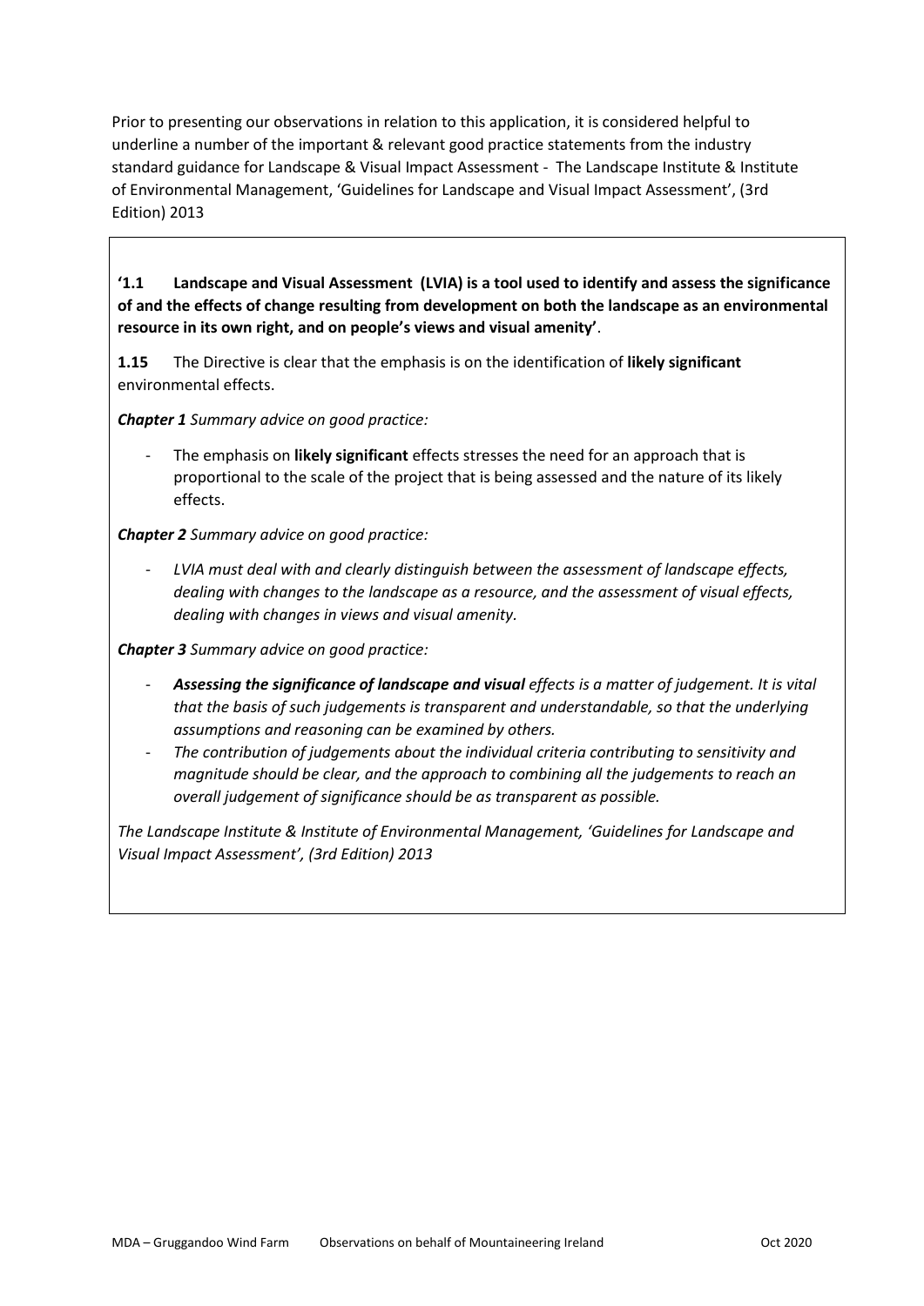Prior to presenting our observations in relation to this application, it is considered helpful to underline a number of the important & relevant good practice statements from the industry standard guidance for Landscape & Visual Impact Assessment - The Landscape Institute & Institute of Environmental Management, 'Guidelines for Landscape and Visual Impact Assessment', (3rd Edition) 2013

**'1.1 Landscape and Visual Assessment (LVIA) is a tool used to identify and assess the significance of and the effects of change resulting from development on both the landscape as an environmental resource in its own right, and on people's views and visual amenity'**.

**1.15** The Directive is clear that the emphasis is on the identification of **likely significant** environmental effects.

***Chapter 1*** *Summary advice on good practice:*

- The emphasis on **likely significant** effects stresses the need for an approach that is proportional to the scale of the project that is being assessed and the nature of its likely effects.

***Chapter 2*** *Summary advice on good practice:*

- *LVIA must deal with and clearly distinguish between the assessment of landscape effects, dealing with changes to the landscape as a resource, and the assessment of visual effects, dealing with changes in views and visual amenity.*

***Chapter 3*** *Summary advice on good practice:*

- ***Assessing the significance of landscape and visual*** *effects is a matter of judgement. It is vital that the basis of such judgements is transparent and understandable, so that the underlying assumptions and reasoning can be examined by others.*
- *The contribution of judgements about the individual criteria contributing to sensitivity and magnitude should be clear, and the approach to combining all the judgements to reach an overall judgement of significance should be as transparent as possible.*

*The Landscape Institute & Institute of Environmental Management, 'Guidelines for Landscape and Visual Impact Assessment', (3rd Edition) 2013*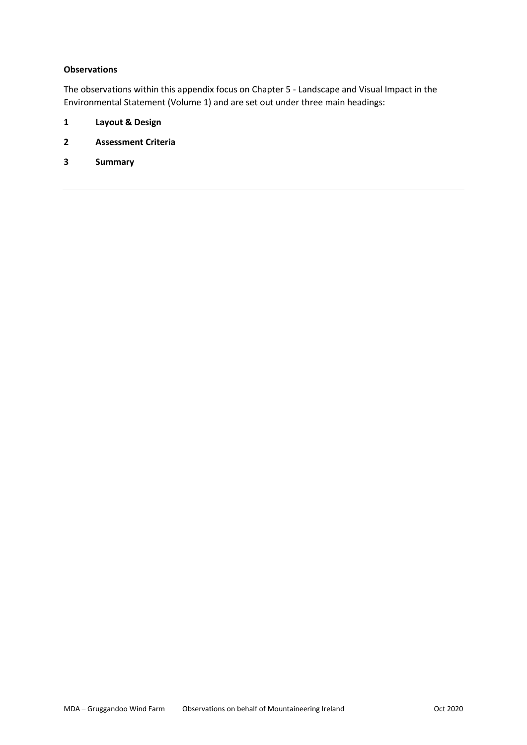**Observations**

The observations within this appendix focus on Chapter 5 - Landscape and Visual Impact in the Environmental Statement (Volume 1) and are set out under three main headings:

**1 Layout & Design**

**2 Assessment Criteria**

**3 Summary**

---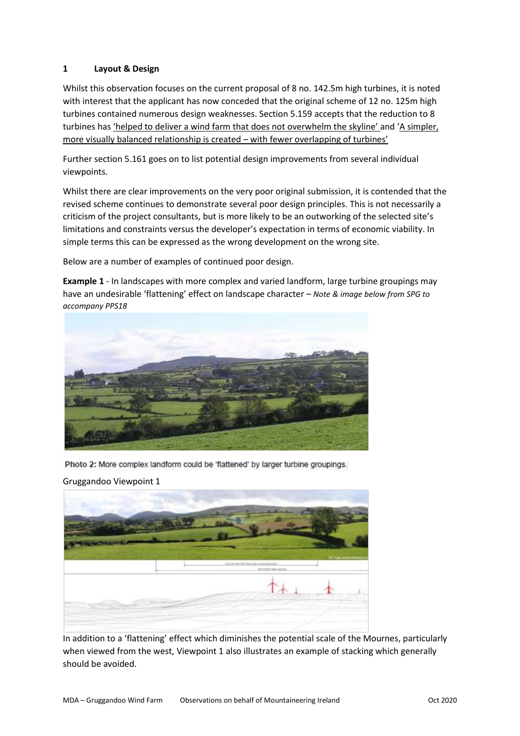## 1 Layout & Design

Whilst this observation focuses on the current proposal of 8 no. 142.5m high turbines, it is noted with interest that the applicant has now conceded that the original scheme of 12 no. 125m high turbines contained numerous design weaknesses. Section 5.159 accepts that the reduction to 8 turbines has 'helped to deliver a wind farm that does not overwhelm the skyline' and 'A simpler, more visually balanced relationship is created – with fewer overlapping of turbines'

Further section 5.161 goes on to list potential design improvements from several individual viewpoints.

Whilst there are clear improvements on the very poor original submission, it is contended that the revised scheme continues to demonstrate several poor design principles. This is not necessarily a criticism of the project consultants, but is more likely to be an outworking of the selected site's limitations and constraints versus the developer's expectation in terms of economic viability. In simple terms this can be expressed as the wrong development on the wrong site.

Below are a number of examples of continued poor design.

**Example 1** - In landscapes with more complex and varied landform, large turbine groupings may have an undesirable 'flattening' effect on landscape character – *Note & image below from SPG to accompany PPS18*

Photo 2: More complex landform could be 'flattened' by larger turbine groupings.

Gruggandoo Viewpoint 1

In addition to a 'flattening' effect which diminishes the potential scale of the Mournes, particularly when viewed from the west, Viewpoint 1 also illustrates an example of stacking which generally should be avoided.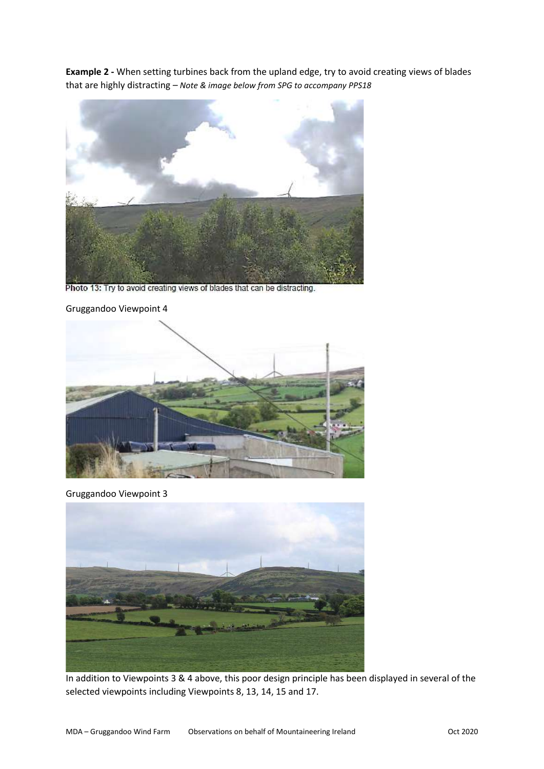**Example 2 -** When setting turbines back from the upland edge, try to avoid creating views of blades that are highly distracting – *Note & image below from SPG to accompany PPS18*

Photo 13: Try to avoid creating views of blades that can be distracting.

Gruggandoo Viewpoint 4

Gruggandoo Viewpoint 3

In addition to Viewpoints 3 & 4 above, this poor design principle has been displayed in several of the selected viewpoints including Viewpoints 8, 13, 14, 15 and 17.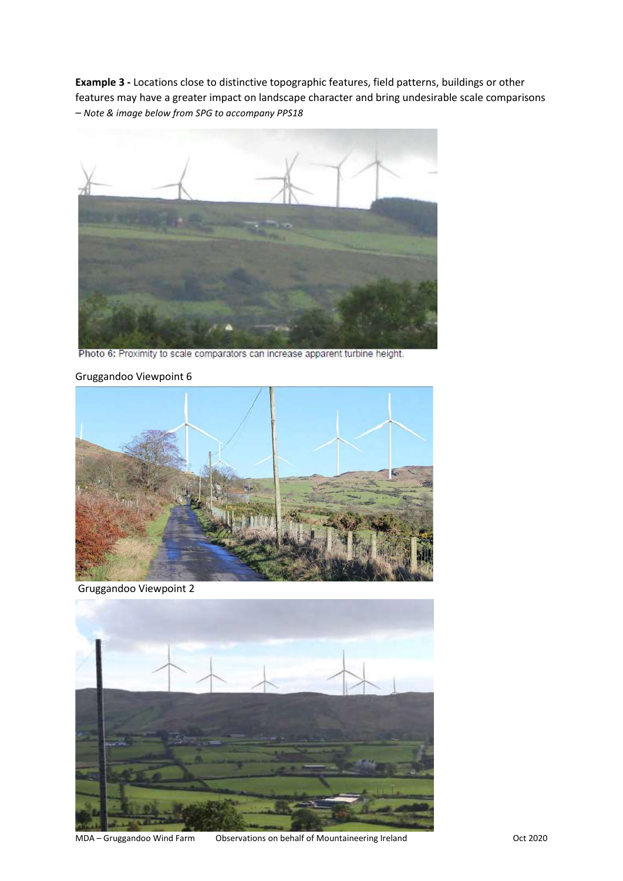**Example 3 -** Locations close to distinctive topographic features, field patterns, buildings or other features may have a greater impact on landscape character and bring undesirable scale comparisons – *Note & image below from SPG to accompany PPS18*

Photo 6: Proximity to scale comparators can increase apparent turbine height.

Gruggandoo Viewpoint 6

Gruggandoo Viewpoint 2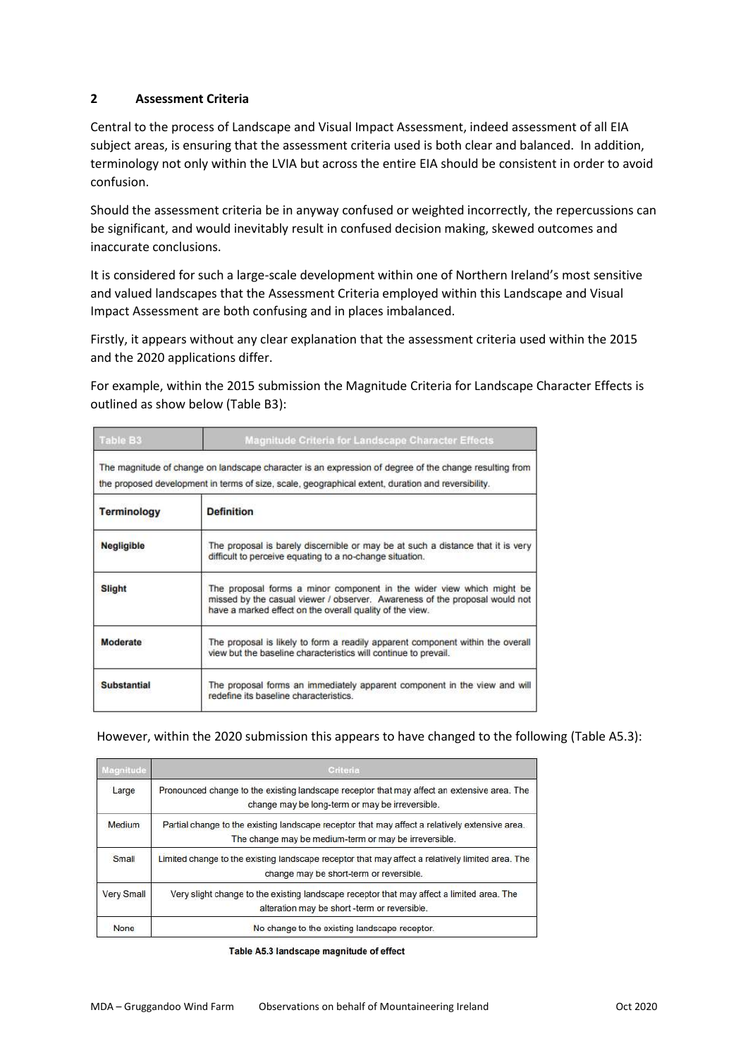## 2 Assessment Criteria

Central to the process of Landscape and Visual Impact Assessment, indeed assessment of all EIA subject areas, is ensuring that the assessment criteria used is both clear and balanced. In addition, terminology not only within the LVIA but across the entire EIA should be consistent in order to avoid confusion.

Should the assessment criteria be in anyway confused or weighted incorrectly, the repercussions can be significant, and would inevitably result in confused decision making, skewed outcomes and inaccurate conclusions.

It is considered for such a large-scale development within one of Northern Ireland's most sensitive and valued landscapes that the Assessment Criteria employed within this Landscape and Visual Impact Assessment are both confusing and in places imbalanced.

Firstly, it appears without any clear explanation that the assessment criteria used within the 2015 and the 2020 applications differ.

For example, within the 2015 submission the Magnitude Criteria for Landscape Character Effects is outlined as show below (Table B3):

| Table B3 | Magnitude Criteria for Landscape Character Effects |
|---|---|
| The magnitude of change on landscape character is an expression of degree of the change resulting from the proposed development in terms of size, scale, geographical extent, duration and reversibility. | |
| **Terminology** | **Definition** |
| **Negligible** | The proposal is barely discernible or may be at such a distance that it is very difficult to perceive equating to a no-change situation. |
| **Slight** | The proposal forms a minor component in the wider view which might be missed by the casual viewer / observer. Awareness of the proposal would not have a marked effect on the overall quality of the view. |
| **Moderate** | The proposal is likely to form a readily apparent component within the overall view but the baseline characteristics will continue to prevail. |
| **Substantial** | The proposal forms an immediately apparent component in the view and will redefine its baseline characteristics. |

However, within the 2020 submission this appears to have changed to the following (Table A5.3):

| Magnitude | Criteria |
|---|---|
| Large | Pronounced change to the existing landscape receptor that may affect an extensive area. The change may be long-term or may be irreversible. |
| Medium | Partial change to the existing landscape receptor that may affect a relatively extensive area. The change may be medium-term or may be irreversible. |
| Small | Limited change to the existing landscape receptor that may affect a relatively limited area. The change may be short-term or reversible. |
| Very Small | Very slight change to the existing landscape receptor that may affect a limited area. The alteration may be short -term or reversible. |
| None | No change to the existing landscape receptor. |

**Table A5.3 landscape magnitude of effect**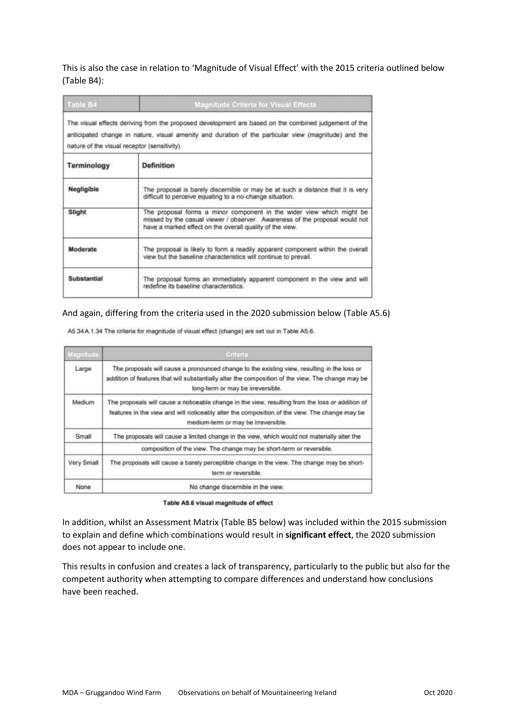This is also the case in relation to 'Magnitude of Visual Effect' with the 2015 criteria outlined below (Table B4):

| Table B4 | Magnitude Criteria for Visual Effects |
|---|---|
| The visual effects deriving from the proposed development are based on the combined judgement of the anticipated change in nature, visual amenity and duration of the particular view (magnitude) and the nature of the visual receptor (sensitivity). | |
| **Terminology** | **Definition** |
| **Negligible** | The proposal is barely discernible or may be at such a distance that it is very difficult to perceive equating to a no-change situation. |
| **Slight** | The proposal forms a minor component in the wider view which might be missed by the casual viewer / observer. Awareness of the proposal would not have a marked effect on the overall quality of the view. |
| **Moderate** | The proposal is likely to form a readily apparent component within the overall view but the baseline characteristics will continue to prevail. |
| **Substantial** | The proposal forms an immediately apparent component in the view and will redefine its baseline characteristics. |

And again, differing from the criteria used in the 2020 submission below (Table A5.6)

A5.34A.1.34 The criteria for magnitude of visual effect (change) are set out in Table A5.6.

| Magnitude | Criteria |
|---|---|
| Large | The proposals will cause a pronounced change to the existing view, resulting in the loss or addition of features that will substantially alter the composition of the view. The change may be long-term or may be irreversible. |
| Medium | The proposals will cause a noticeable change in the view, resulting from the loss or addition of features in the view and will noticeably alter the composition of the view. The change may be medium-term or may be irreversible. |
| Small | The proposals will cause a limited change in the view, which would not materially alter the composition of the view. The change may be short-term or reversible. |
| Very Small | The proposals will cause a barely perceptible change in the view. The change may be short-term or reversible. |
| None | No change discernible in the view. |

Table A5.6 visual magnitude of effect

In addition, whilst an Assessment Matrix (Table B5 below) was included within the 2015 submission to explain and define which combinations would result in **significant effect**, the 2020 submission does not appear to include one.

This results in confusion and creates a lack of transparency, particularly to the public but also for the competent authority when attempting to compare differences and understand how conclusions have been reached.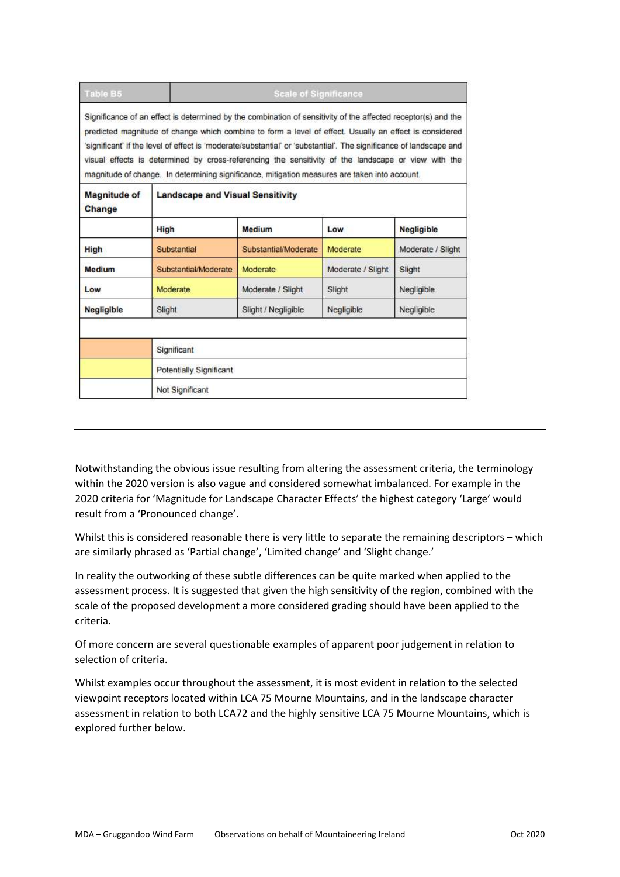| Table B5 | Scale of Significance | | | |
|---|---|---|---|---|
| Significance of an effect is determined by the combination of sensitivity of the affected receptor(s) and the predicted magnitude of change which combine to form a level of effect. Usually an effect is considered 'significant' if the level of effect is 'moderate/substantial' or 'substantial'. The significance of landscape and visual effects is determined by cross-referencing the sensitivity of the landscape or view with the magnitude of change. In determining significance, mitigation measures are taken into account. | | | | |
| **Magnitude of Change** | **Landscape and Visual Sensitivity** | | | |
| | **High** | **Medium** | **Low** | **Negligible** |
| **High** | Substantial | Substantial/Moderate | Moderate | Moderate / Slight |
| **Medium** | Substantial/Moderate | Moderate | Moderate / Slight | Slight |
| **Low** | Moderate | Moderate / Slight | Slight | Negligible |
| **Negligible** | Slight | Slight / Negligible | Negligible | Negligible |
| | | | | |
| (orange) | Significant | | | |
| (yellow) | Potentially Significant | | | |
| (white) | Not Significant | | | |

Notwithstanding the obvious issue resulting from altering the assessment criteria, the terminology within the 2020 version is also vague and considered somewhat imbalanced. For example in the 2020 criteria for 'Magnitude for Landscape Character Effects' the highest category 'Large' would result from a 'Pronounced change'.

Whilst this is considered reasonable there is very little to separate the remaining descriptors – which are similarly phrased as 'Partial change', 'Limited change' and 'Slight change.'

In reality the outworking of these subtle differences can be quite marked when applied to the assessment process. It is suggested that given the high sensitivity of the region, combined with the scale of the proposed development a more considered grading should have been applied to the criteria.

Of more concern are several questionable examples of apparent poor judgement in relation to selection of criteria.

Whilst examples occur throughout the assessment, it is most evident in relation to the selected viewpoint receptors located within LCA 75 Mourne Mountains, and in the landscape character assessment in relation to both LCA72 and the highly sensitive LCA 75 Mourne Mountains, which is explored further below.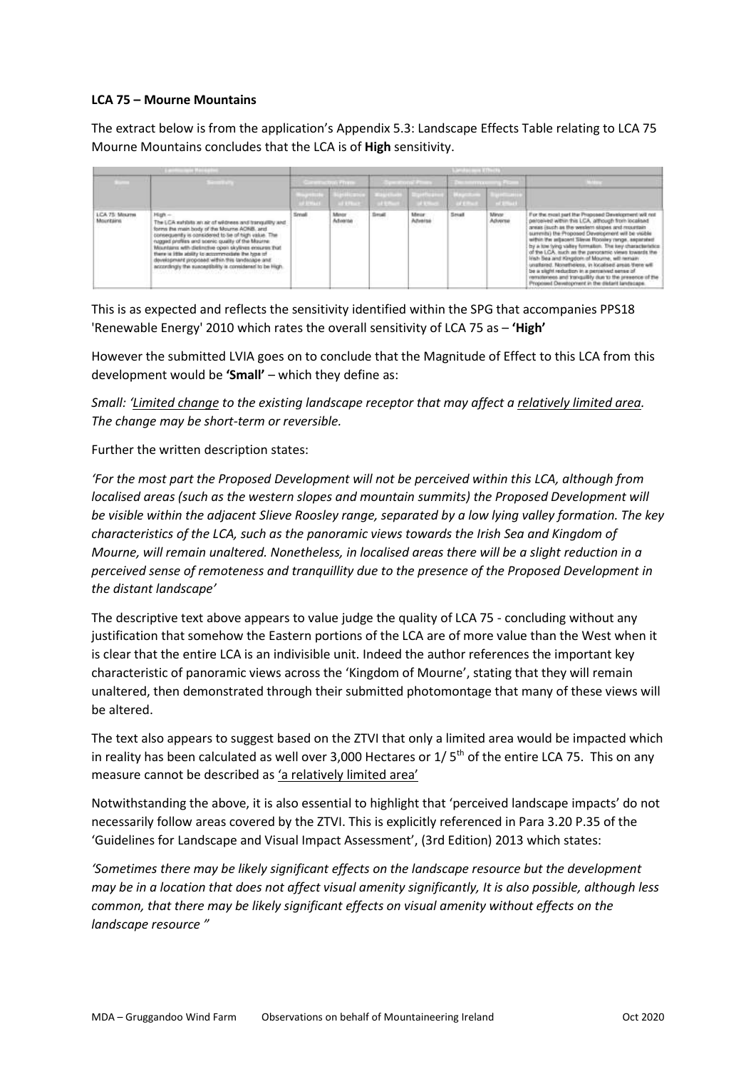**LCA 75 – Mourne Mountains**

The extract below is from the application's Appendix 5.3: Landscape Effects Table relating to LCA 75 Mourne Mountains concludes that the LCA is of **High** sensitivity.

| Landscape Receptor | | Landscape Effects | | | | | | |
|---|---|---|---|---|---|---|---|---|
| Name | Sensitivity | Construction Phase | | Operational Phase | | Decommissioning Phase | | Notes |
| | | Magnitude of Effect | Significance of Effect | Magnitude of Effect | Significance of Effect | Magnitude of Effect | Significance of Effect | |
| LCA 75: Mourne Mountains | High – The LCA exhibits an air of wildness and tranquillity and forms the main body of the Mourne AONB, and consequently is considered to be of high value. The rugged profiles and scenic quality of the Mourne Mountains with distinctive open skylines ensures that there is little ability to accommodate the type of development proposed within this landscape and accordingly the susceptibility is considered to be High. | Small | Minor Adverse | Small | Minor Adverse | Small | Minor Adverse | For the most part the Proposed Development will not be perceived within this LCA, although from localised areas (such as the western slopes and mountain summits) the Proposed Development will be visible within the adjacent Slieve Roosley range, separated by a low lying valley formation. The key characteristics of the LCA, such as the panoramic views towards the Irish Sea and Kingdom of Mourne, will remain unaltered. Nonetheless, in localised areas there will be a slight reduction in a perceived sense of remoteness and tranquillity due to the presence of the Proposed Development in the distant landscape. |

This is as expected and reflects the sensitivity identified within the SPG that accompanies PPS18 'Renewable Energy' 2010 which rates the overall sensitivity of LCA 75 as – **'High'**

However the submitted LVIA goes on to conclude that the Magnitude of Effect to this LCA from this development would be **'Small'** – which they define as:

*Small: '<u>Limited change</u> to the existing landscape receptor that may affect a <u>relatively limited area</u>. The change may be short-term or reversible.*

Further the written description states:

*'For the most part the Proposed Development will not be perceived within this LCA, although from localised areas (such as the western slopes and mountain summits) the Proposed Development will be visible within the adjacent Slieve Roosley range, separated by a low lying valley formation. The key characteristics of the LCA, such as the panoramic views towards the Irish Sea and Kingdom of Mourne, will remain unaltered. Nonetheless, in localised areas there will be a slight reduction in a perceived sense of remoteness and tranquillity due to the presence of the Proposed Development in the distant landscape'*

The descriptive text above appears to value judge the quality of LCA 75 - concluding without any justification that somehow the Eastern portions of the LCA are of more value than the West when it is clear that the entire LCA is an indivisible unit. Indeed the author references the important key characteristic of panoramic views across the 'Kingdom of Mourne', stating that they will remain unaltered, then demonstrated through their submitted photomontage that many of these views will be altered.

The text also appears to suggest based on the ZTVI that only a limited area would be impacted which in reality has been calculated as well over 3,000 Hectares or 1/ 5th of the entire LCA 75. This on any measure cannot be described as <u>'a relatively limited area'</u>

Notwithstanding the above, it is also essential to highlight that 'perceived landscape impacts' do not necessarily follow areas covered by the ZTVI. This is explicitly referenced in Para 3.20 P.35 of the 'Guidelines for Landscape and Visual Impact Assessment', (3rd Edition) 2013 which states:

*'Sometimes there may be likely significant effects on the landscape resource but the development may be in a location that does not affect visual amenity significantly, It is also possible, although less common, that there may be likely significant effects on visual amenity without effects on the landscape resource "*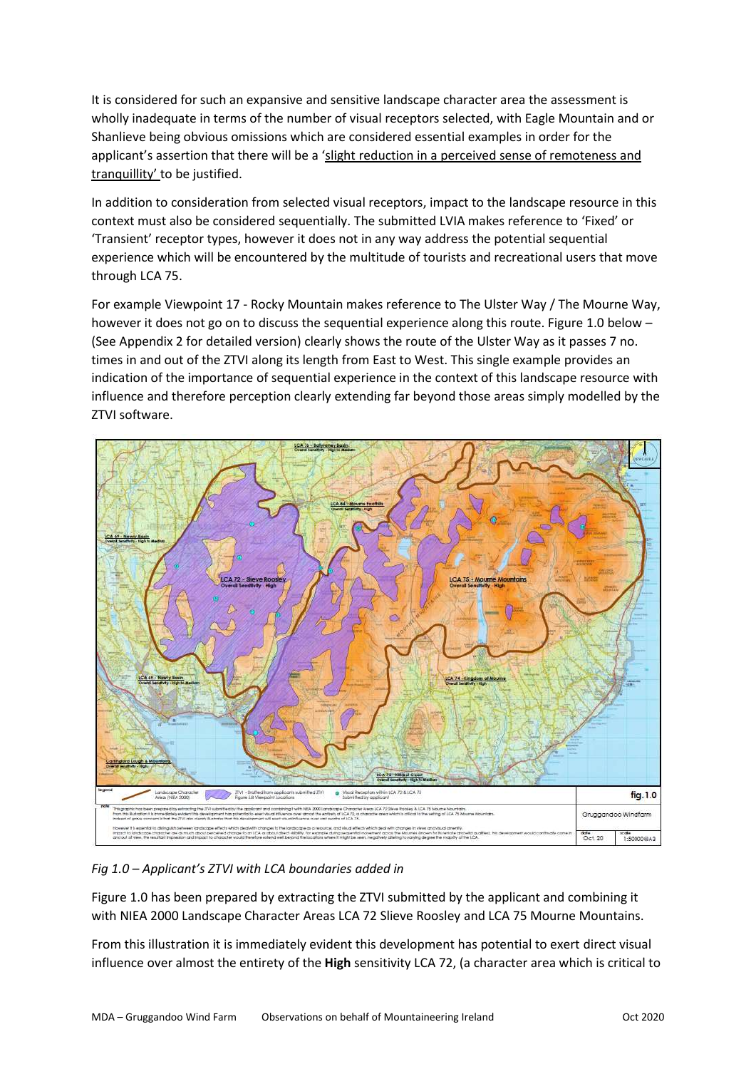It is considered for such an expansive and sensitive landscape character area the assessment is wholly inadequate in terms of the number of visual receptors selected, with Eagle Mountain and or Shanlieve being obvious omissions which are considered essential examples in order for the applicant's assertion that there will be a '<u>slight reduction in a perceived sense of remoteness and tranquillity'</u> to be justified.

In addition to consideration from selected visual receptors, impact to the landscape resource in this context must also be considered sequentially. The submitted LVIA makes reference to 'Fixed' or 'Transient' receptor types, however it does not in any way address the potential sequential experience which will be encountered by the multitude of tourists and recreational users that move through LCA 75.

For example Viewpoint 17 - Rocky Mountain makes reference to The Ulster Way / The Mourne Way, however it does not go on to discuss the sequential experience along this route. Figure 1.0 below – (See Appendix 2 for detailed version) clearly shows the route of the Ulster Way as it passes 7 no. times in and out of the ZTVI along its length from East to West. This single example provides an indication of the importance of sequential experience in the context of this landscape resource with influence and therefore perception clearly extending far beyond those areas simply modelled by the ZTVI software.

*Fig 1.0 – Applicant's ZTVI with LCA boundaries added in*

Figure 1.0 has been prepared by extracting the ZTVI submitted by the applicant and combining it with NIEA 2000 Landscape Character Areas LCA 72 Slieve Roosley and LCA 75 Mourne Mountains.

From this illustration it is immediately evident this development has potential to exert direct visual influence over almost the entirety of the **High** sensitivity LCA 72, (a character area which is critical to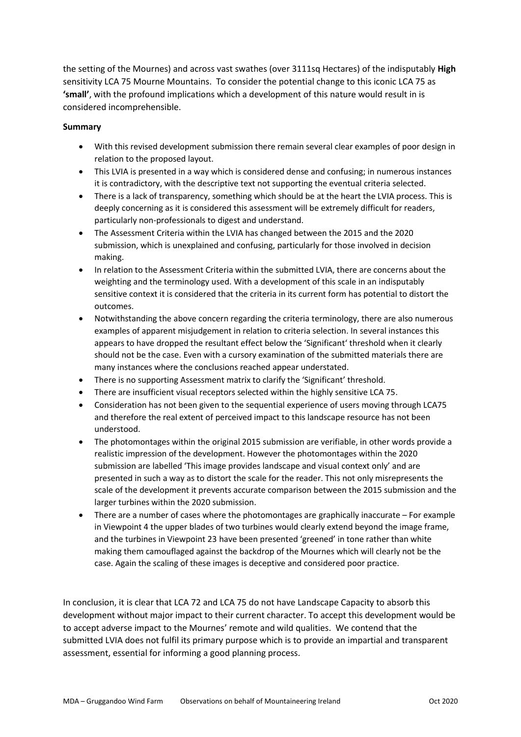the setting of the Mournes) and across vast swathes (over 3111sq Hectares) of the indisputably **High** sensitivity LCA 75 Mourne Mountains. To consider the potential change to this iconic LCA 75 as **'small'**, with the profound implications which a development of this nature would result in is considered incomprehensible.

**Summary**

- With this revised development submission there remain several clear examples of poor design in relation to the proposed layout.
- This LVIA is presented in a way which is considered dense and confusing; in numerous instances it is contradictory, with the descriptive text not supporting the eventual criteria selected.
- There is a lack of transparency, something which should be at the heart the LVIA process. This is deeply concerning as it is considered this assessment will be extremely difficult for readers, particularly non-professionals to digest and understand.
- The Assessment Criteria within the LVIA has changed between the 2015 and the 2020 submission, which is unexplained and confusing, particularly for those involved in decision making.
- In relation to the Assessment Criteria within the submitted LVIA, there are concerns about the weighting and the terminology used. With a development of this scale in an indisputably sensitive context it is considered that the criteria in its current form has potential to distort the outcomes.
- Notwithstanding the above concern regarding the criteria terminology, there are also numerous examples of apparent misjudgement in relation to criteria selection. In several instances this appears to have dropped the resultant effect below the 'Significant' threshold when it clearly should not be the case. Even with a cursory examination of the submitted materials there are many instances where the conclusions reached appear understated.
- There is no supporting Assessment matrix to clarify the 'Significant' threshold.
- There are insufficient visual receptors selected within the highly sensitive LCA 75.
- Consideration has not been given to the sequential experience of users moving through LCA75 and therefore the real extent of perceived impact to this landscape resource has not been understood.
- The photomontages within the original 2015 submission are verifiable, in other words provide a realistic impression of the development. However the photomontages within the 2020 submission are labelled 'This image provides landscape and visual context only' and are presented in such a way as to distort the scale for the reader. This not only misrepresents the scale of the development it prevents accurate comparison between the 2015 submission and the larger turbines within the 2020 submission.
- There are a number of cases where the photomontages are graphically inaccurate – For example in Viewpoint 4 the upper blades of two turbines would clearly extend beyond the image frame, and the turbines in Viewpoint 23 have been presented 'greened' in tone rather than white making them camouflaged against the backdrop of the Mournes which will clearly not be the case. Again the scaling of these images is deceptive and considered poor practice.

In conclusion, it is clear that LCA 72 and LCA 75 do not have Landscape Capacity to absorb this development without major impact to their current character. To accept this development would be to accept adverse impact to the Mournes' remote and wild qualities. We contend that the submitted LVIA does not fulfil its primary purpose which is to provide an impartial and transparent assessment, essential for informing a good planning process.